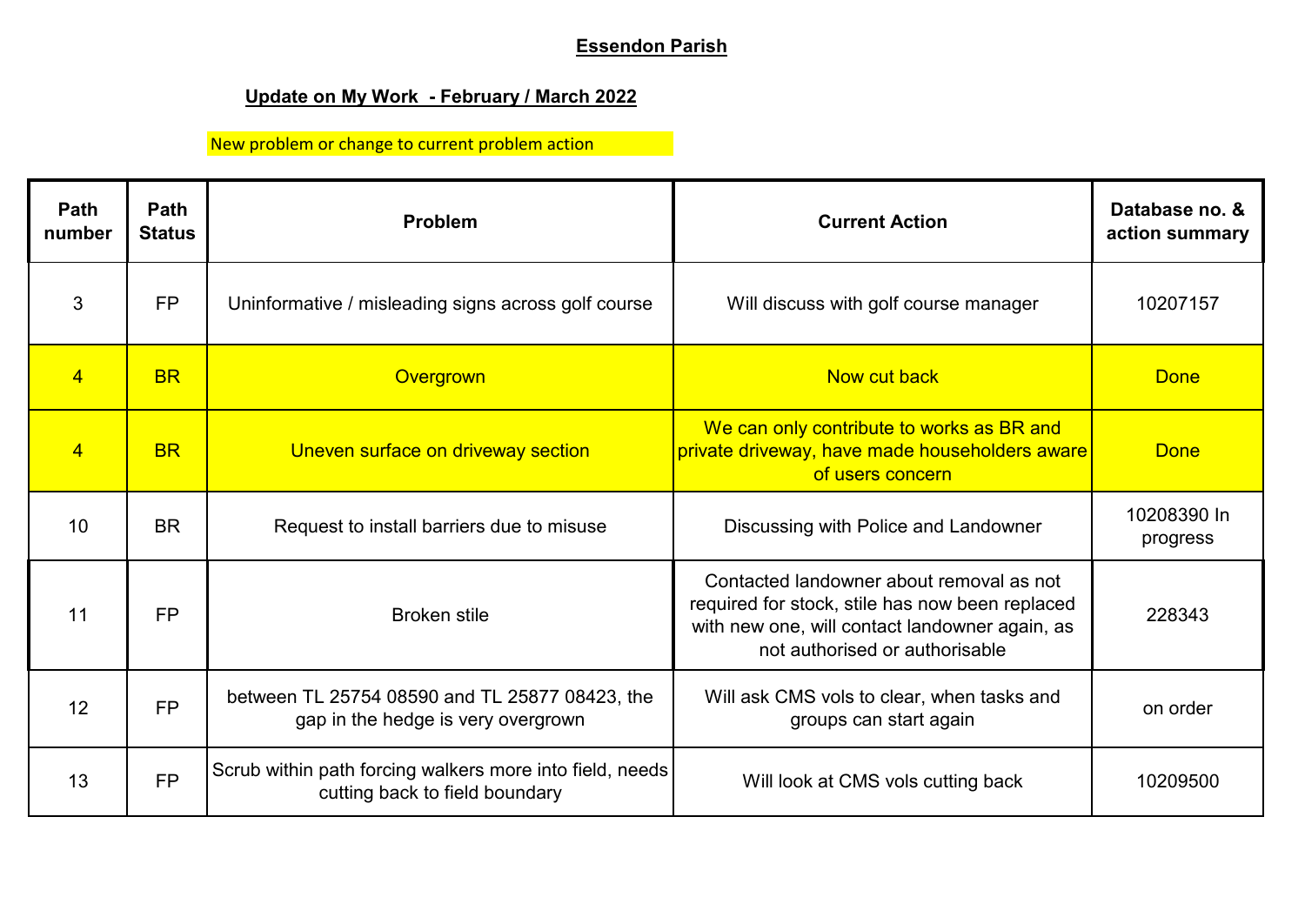## Essendon Parish

### Update on My Work - February / March 2022

New problem or change to current problem action

| Path number | Path Status | Problem | Current Action | Database no. & action summary |
|---|---|---|---|---|
| 3 | FP | Uninformative / misleading signs across golf course | Will discuss with golf course manager | 10207157 |
| 4 | BR | Overgrown | Now cut back | Done |
| 4 | BR | Uneven surface on driveway section | We can only contribute to works as BR and private driveway, have made householders aware of users concern | Done |
| 10 | BR | Request to install barriers due to misuse | Discussing with Police and Landowner | 10208390 In progress |
| 11 | FP | Broken stile | Contacted landowner about removal as not required for stock, stile has now been replaced with new one, will contact landowner again, as not authorised or authorisable | 228343 |
| 12 | FP | between TL 25754 08590 and TL 25877 08423, the gap in the hedge is very overgrown | Will ask CMS vols to clear, when tasks and groups can start again | on order |
| 13 | FP | Scrub within path forcing walkers more into field, needs cutting back to field boundary | Will look at CMS vols cutting back | 10209500 |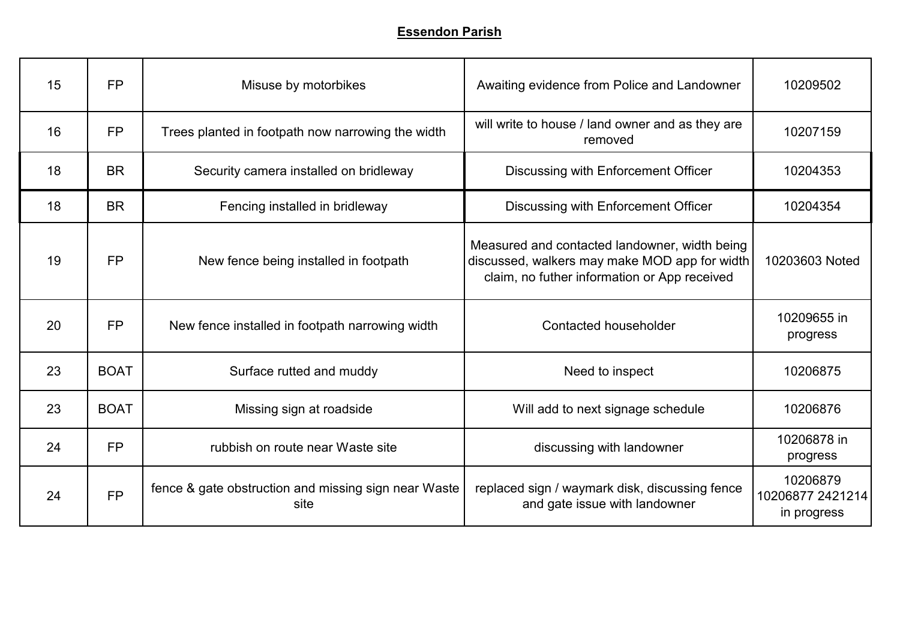**Essendon Parish**

| | | | | |
|---|---|---|---|---|
| 15 | FP | Misuse by motorbikes | Awaiting evidence from Police and Landowner | 10209502 |
| 16 | FP | Trees planted in footpath now narrowing the width | will write to house / land owner and as they are removed | 10207159 |
| 18 | BR | Security camera installed on bridleway | Discussing with Enforcement Officer | 10204353 |
| 18 | BR | Fencing installed in bridleway | Discussing with Enforcement Officer | 10204354 |
| 19 | FP | New fence being installed in footpath | Measured and contacted landowner, width being discussed, walkers may make MOD app for width claim, no futher information or App received | 10203603 Noted |
| 20 | FP | New fence installed in footpath narrowing width | Contacted householder | 10209655 in progress |
| 23 | BOAT | Surface rutted and muddy | Need to inspect | 10206875 |
| 23 | BOAT | Missing sign at roadside | Will add to next signage schedule | 10206876 |
| 24 | FP | rubbish on route near Waste site | discussing with landowner | 10206878 in progress |
| 24 | FP | fence & gate obstruction and missing sign near Waste site | replaced sign / waymark disk, discussing fence and gate issue with landowner | 10206879 10206877 2421214 in progress |